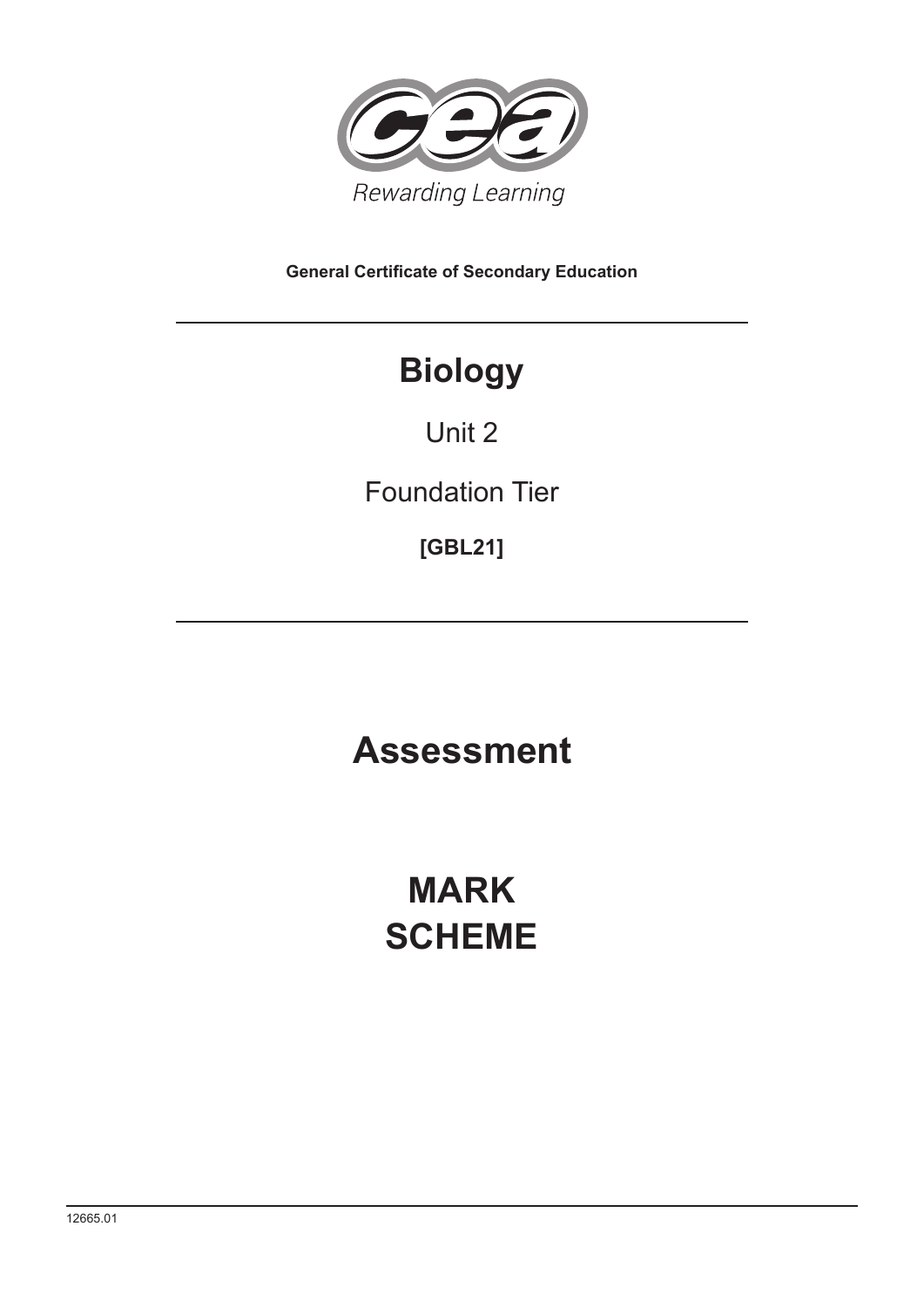Rewarding Learning

**General Certificate of Secondary Education**

# Biology

Unit 2

Foundation Tier

**[GBL21]**

# Assessment

# MARK SCHEME

12665.01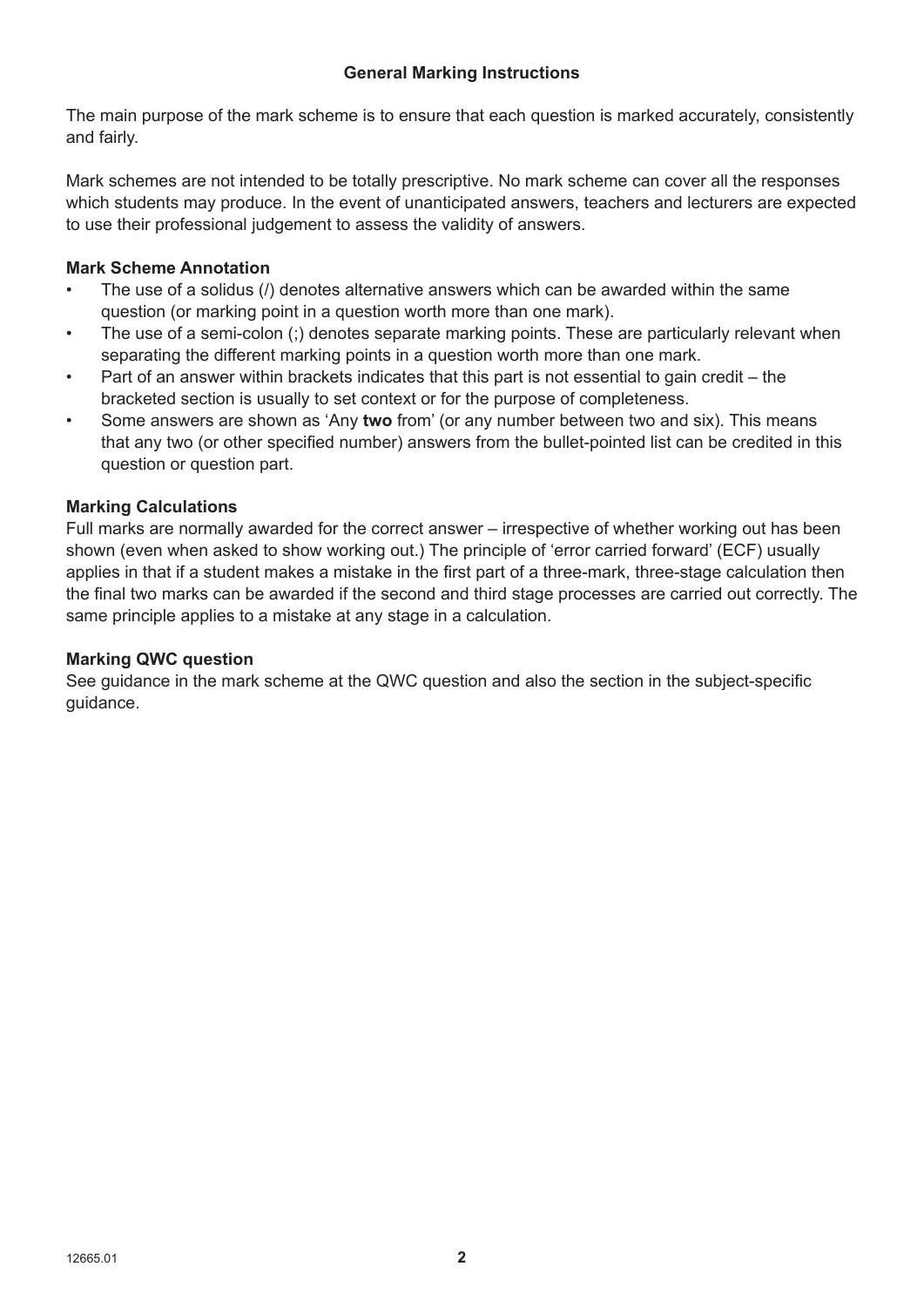## General Marking Instructions

The main purpose of the mark scheme is to ensure that each question is marked accurately, consistently and fairly.

Mark schemes are not intended to be totally prescriptive. No mark scheme can cover all the responses which students may produce. In the event of unanticipated answers, teachers and lecturers are expected to use their professional judgement to assess the validity of answers.

### Mark Scheme Annotation

- The use of a solidus (/) denotes alternative answers which can be awarded within the same question (or marking point in a question worth more than one mark).
- The use of a semi-colon (;) denotes separate marking points. These are particularly relevant when separating the different marking points in a question worth more than one mark.
- Part of an answer within brackets indicates that this part is not essential to gain credit – the bracketed section is usually to set context or for the purpose of completeness.
- Some answers are shown as 'Any **two** from' (or any number between two and six). This means that any two (or other specified number) answers from the bullet-pointed list can be credited in this question or question part.

### Marking Calculations

Full marks are normally awarded for the correct answer – irrespective of whether working out has been shown (even when asked to show working out.) The principle of 'error carried forward' (ECF) usually applies in that if a student makes a mistake in the first part of a three-mark, three-stage calculation then the final two marks can be awarded if the second and third stage processes are carried out correctly. The same principle applies to a mistake at any stage in a calculation.

### Marking QWC question

See guidance in the mark scheme at the QWC question and also the section in the subject-specific guidance.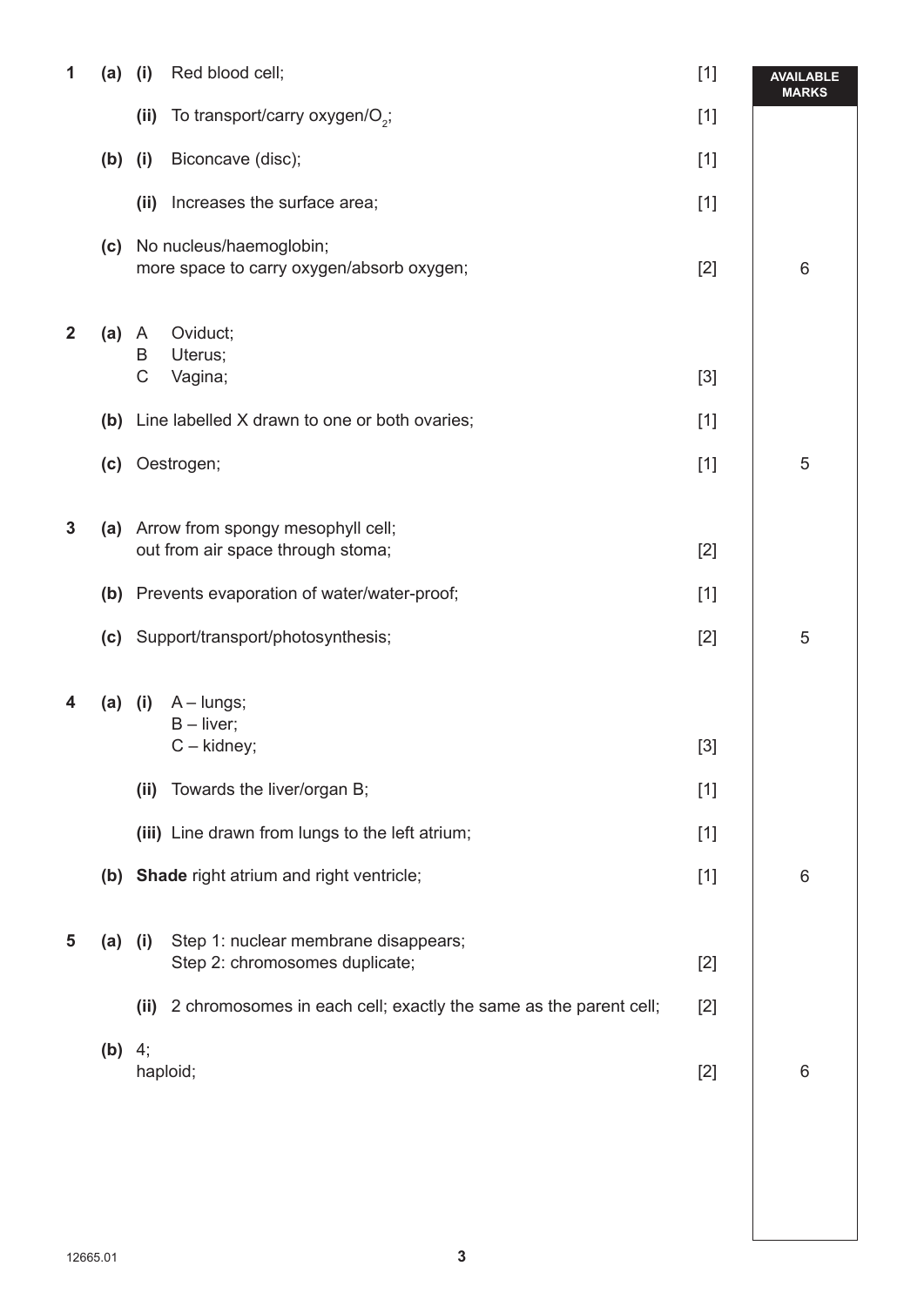| Question | | | Answer | Marks | AVAILABLE MARKS |
|---|---|---|---|---|---|
| 1 | (a) | (i) | Red blood cell; | [1] | |
| | | (ii) | To transport/carry oxygen/$O_2$; | [1] | |
| | (b) | (i) | Biconcave (disc); | [1] | |
| | | (ii) | Increases the surface area; | [1] | |
| | (c) | | No nucleus/haemoglobin;<br>more space to carry oxygen/absorb oxygen; | [2] | 6 |
| 2 | (a) | | A Oviduct;<br>B Uterus;<br>C Vagina; | [3] | |
| | (b) | | Line labelled X drawn to one or both ovaries; | [1] | |
| | (c) | | Oestrogen; | [1] | 5 |
| 3 | (a) | | Arrow from spongy mesophyll cell;<br>out from air space through stoma; | [2] | |
| | (b) | | Prevents evaporation of water/water-proof; | [1] | |
| | (c) | | Support/transport/photosynthesis; | [2] | 5 |
| 4 | (a) | (i) | A – lungs;<br>B – liver;<br>C – kidney; | [3] | |
| | | (ii) | Towards the liver/organ B; | [1] | |
| | | (iii) | Line drawn from lungs to the left atrium; | [1] | |
| | (b) | | **Shade** right atrium and right ventricle; | [1] | 6 |
| 5 | (a) | (i) | Step 1: nuclear membrane disappears;<br>Step 2: chromosomes duplicate; | [2] | |
| | | (ii) | 2 chromosomes in each cell; exactly the same as the parent cell; | [2] | |
| | (b) | | 4;<br>haploid; | [2] | 6 |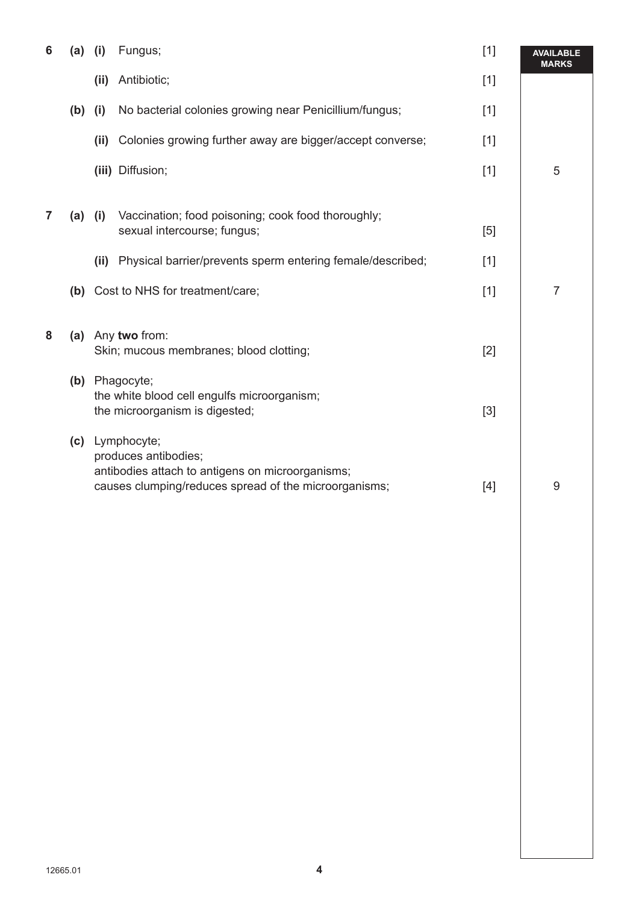| | | | | | AVAILABLE MARKS |
|---|---|---|---|---|---|
| 6 | (a) | (i) | Fungus; | [1] | |
| | | (ii) | Antibiotic; | [1] | |
| | (b) | (i) | No bacterial colonies growing near Penicillium/fungus; | [1] | |
| | | (ii) | Colonies growing further away are bigger/accept converse; | [1] | |
| | | (iii) | Diffusion; | [1] | 5 |
| 7 | (a) | (i) | Vaccination; food poisoning; cook food thoroughly; sexual intercourse; fungus; | [5] | |
| | | (ii) | Physical barrier/prevents sperm entering female/described; | [1] | |
| | (b) | | Cost to NHS for treatment/care; | [1] | 7 |
| 8 | (a) | | Any **two** from: Skin; mucous membranes; blood clotting; | [2] | |
| | (b) | | Phagocyte; the white blood cell engulfs microorganism; the microorganism is digested; | [3] | |
| | (c) | | Lymphocyte; produces antibodies; antibodies attach to antigens on microorganisms; causes clumping/reduces spread of the microorganisms; | [4] | 9 |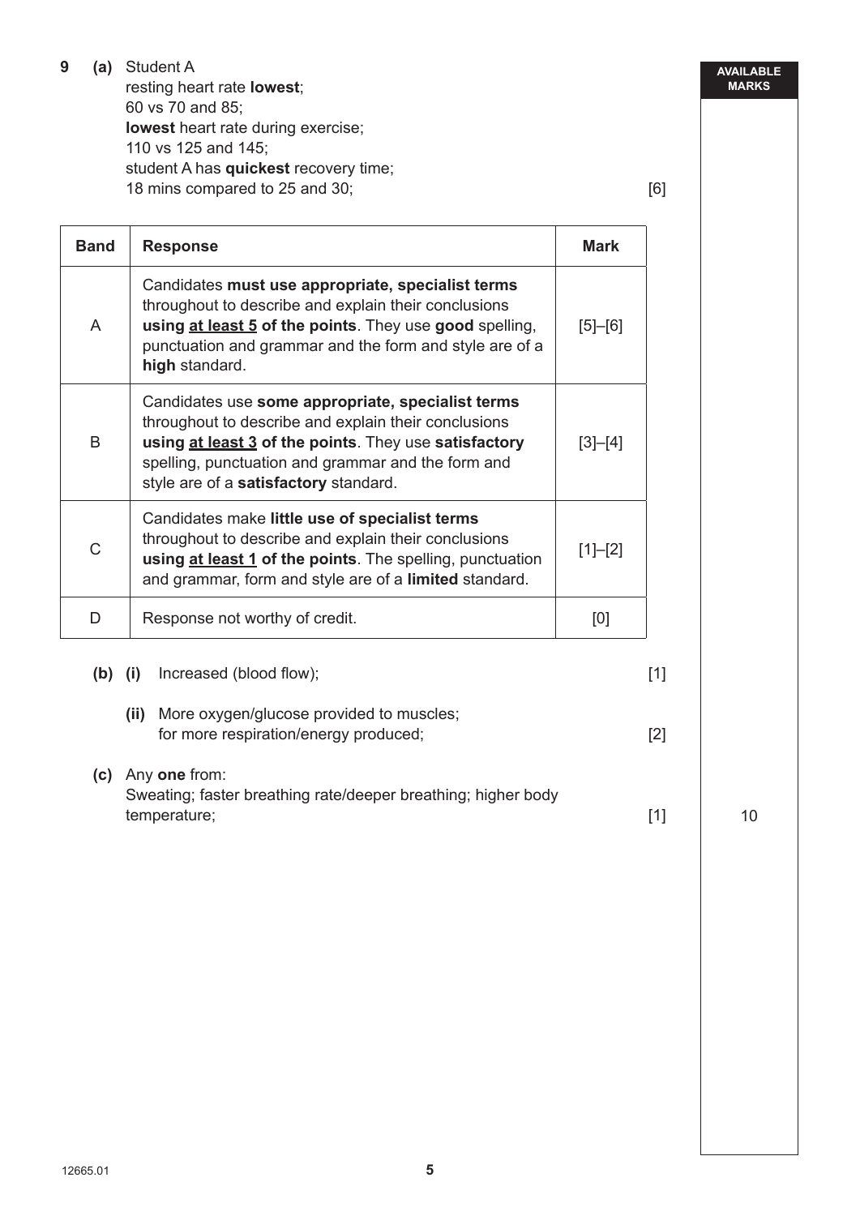**9 (a)** Student A
resting heart rate **lowest**;
60 vs 70 and 85;
**lowest** heart rate during exercise;
110 vs 125 and 145;
student A has **quickest** recovery time;
18 mins compared to 25 and 30; [6]

| Band | Response | Mark |
|---|---|---|
| A | Candidates **must use appropriate, specialist terms** throughout to describe and explain their conclusions **using at least 5 of the points**. They use **good** spelling, punctuation and grammar and the form and style are of a **high** standard. | [5]–[6] |
| B | Candidates use **some appropriate, specialist terms** throughout to describe and explain their conclusions **using at least 3 of the points**. They use **satisfactory** spelling, punctuation and grammar and the form and style are of a **satisfactory** standard. | [3]–[4] |
| C | Candidates make **little use of specialist terms** throughout to describe and explain their conclusions **using at least 1 of the points**. The spelling, punctuation and grammar, form and style are of a **limited** standard. | [1]–[2] |
| D | Response not worthy of credit. | [0] |

**(b) (i)** Increased (blood flow); [1]

**(ii)** More oxygen/glucose provided to muscles;
for more respiration/energy produced; [2]

**(c)** Any **one** from:
Sweating; faster breathing rate/deeper breathing; higher body temperature; [1]

AVAILABLE MARKS: 10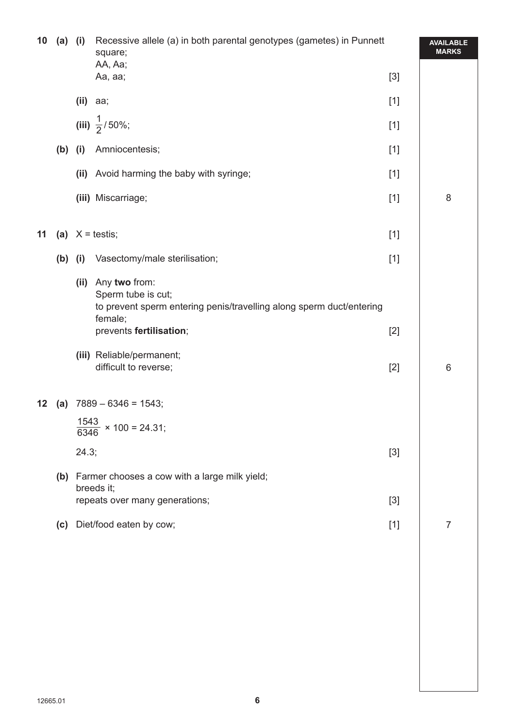| | | | | | AVAILABLE MARKS |
|---|---|---|---|---|---|
| **10** | **(a)** | **(i)** | Recessive allele (a) in both parental genotypes (gametes) in Punnett square;<br>AA, Aa;<br>Aa, aa; | [3] | |
| | | **(ii)** | aa; | [1] | |
| | | **(iii)** | $\frac{1}{2}$ / 50%; | [1] | |
| | **(b)** | **(i)** | Amniocentesis; | [1] | |
| | | **(ii)** | Avoid harming the baby with syringe; | [1] | |
| | | **(iii)** | Miscarriage; | [1] | 8 |
| **11** | **(a)** | | X = testis; | [1] | |
| | **(b)** | **(i)** | Vasectomy/male sterilisation; | [1] | |
| | | **(ii)** | Any **two** from:<br>Sperm tube is cut;<br>to prevent sperm entering penis/travelling along sperm duct/entering female;<br>prevents **fertilisation**; | [2] | |
| | | **(iii)** | Reliable/permanent;<br>difficult to reverse; | [2] | 6 |
| **12** | **(a)** | | 7889 – 6346 = 1543;<br>$\frac{1543}{6346} \times 100 = 24.31$;<br>24.3; | [3] | |
| | **(b)** | | Farmer chooses a cow with a large milk yield;<br>breeds it;<br>repeats over many generations; | [3] | |
| | **(c)** | | Diet/food eaten by cow; | [1] | 7 |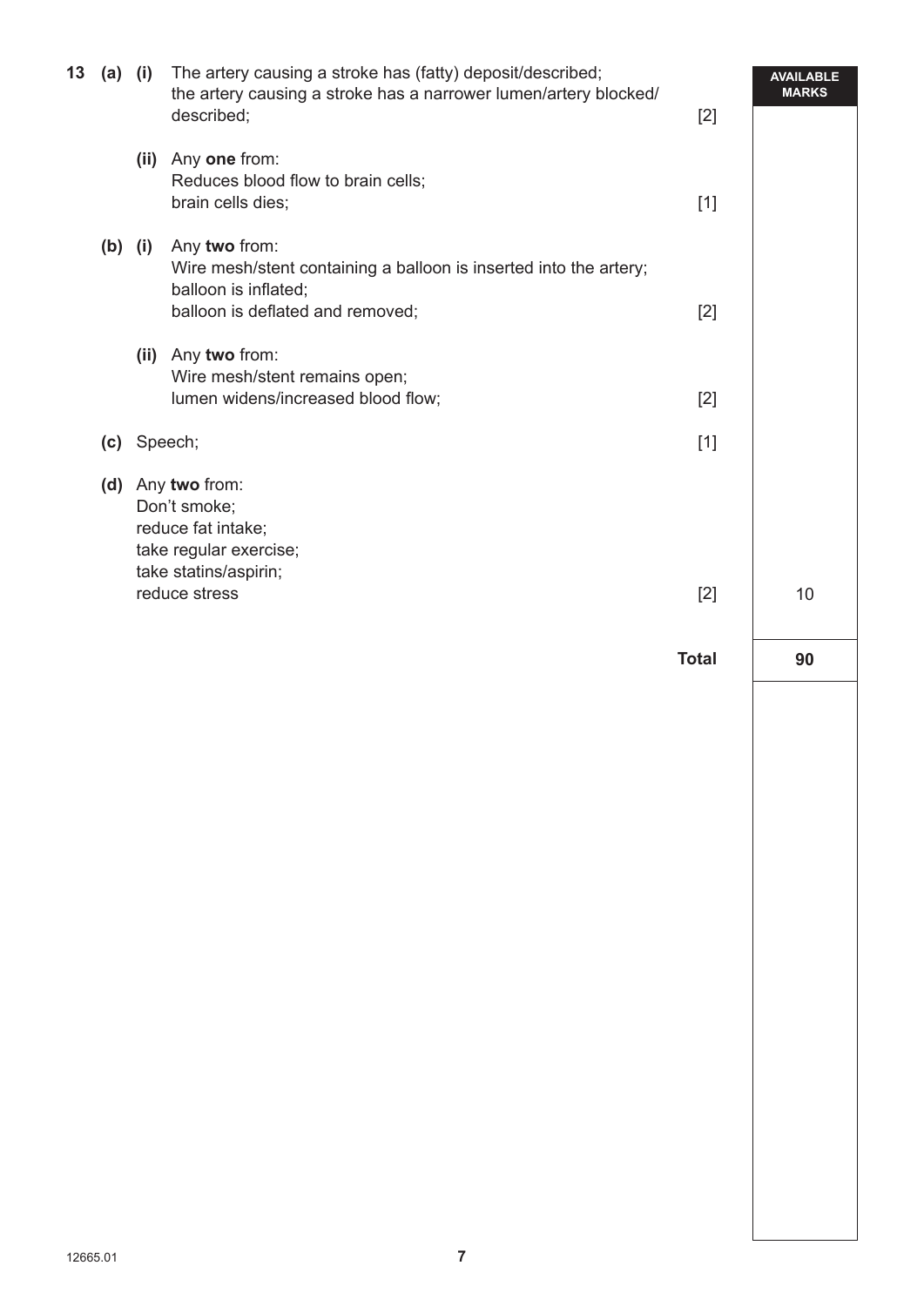| | | | | | AVAILABLE MARKS |
|---|---|---|---|---|---|
| **13** | **(a)** | **(i)** | The artery causing a stroke has (fatty) deposit/described;<br>the artery causing a stroke has a narrower lumen/artery blocked/described; | [2] | |
| | | **(ii)** | Any **one** from:<br>Reduces blood flow to brain cells;<br>brain cells dies; | [1] | |
| | **(b)** | **(i)** | Any **two** from:<br>Wire mesh/stent containing a balloon is inserted into the artery;<br>balloon is inflated;<br>balloon is deflated and removed; | [2] | |
| | | **(ii)** | Any **two** from:<br>Wire mesh/stent remains open;<br>lumen widens/increased blood flow; | [2] | |
| | **(c)** | | Speech; | [1] | |
| | **(d)** | | Any **two** from:<br>Don't smoke;<br>reduce fat intake;<br>take regular exercise;<br>take statins/aspirin;<br>reduce stress | [2] | 10 |
| | | | | **Total** | **90** |